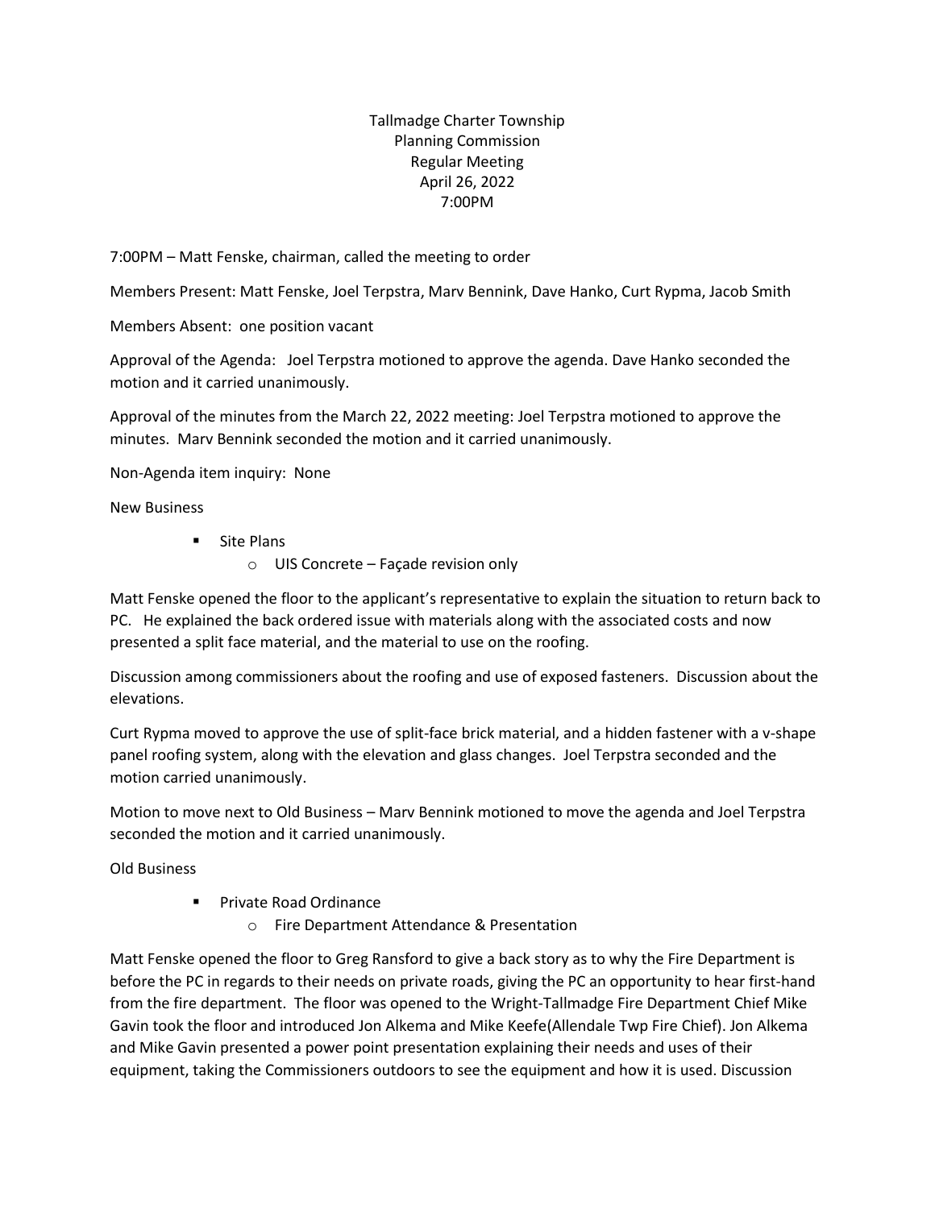# Tallmadge Charter Township
## Planning Commission
## Regular Meeting
## April 26, 2022
## 7:00PM

7:00PM – Matt Fenske, chairman, called the meeting to order

Members Present: Matt Fenske, Joel Terpstra, Marv Bennink, Dave Hanko, Curt Rypma, Jacob Smith

Members Absent: one position vacant

Approval of the Agenda: Joel Terpstra motioned to approve the agenda. Dave Hanko seconded the motion and it carried unanimously.

Approval of the minutes from the March 22, 2022 meeting: Joel Terpstra motioned to approve the minutes. Marv Bennink seconded the motion and it carried unanimously.

Non-Agenda item inquiry: None

New Business

- Site Plans
  - UIS Concrete – Façade revision only

Matt Fenske opened the floor to the applicant's representative to explain the situation to return back to PC. He explained the back ordered issue with materials along with the associated costs and now presented a split face material, and the material to use on the roofing.

Discussion among commissioners about the roofing and use of exposed fasteners. Discussion about the elevations.

Curt Rypma moved to approve the use of split-face brick material, and a hidden fastener with a v-shape panel roofing system, along with the elevation and glass changes. Joel Terpstra seconded and the motion carried unanimously.

Motion to move next to Old Business – Marv Bennink motioned to move the agenda and Joel Terpstra seconded the motion and it carried unanimously.

Old Business

- Private Road Ordinance
  - Fire Department Attendance & Presentation

Matt Fenske opened the floor to Greg Ransford to give a back story as to why the Fire Department is before the PC in regards to their needs on private roads, giving the PC an opportunity to hear first-hand from the fire department. The floor was opened to the Wright-Tallmadge Fire Department Chief Mike Gavin took the floor and introduced Jon Alkema and Mike Keefe(Allendale Twp Fire Chief). Jon Alkema and Mike Gavin presented a power point presentation explaining their needs and uses of their equipment, taking the Commissioners outdoors to see the equipment and how it is used. Discussion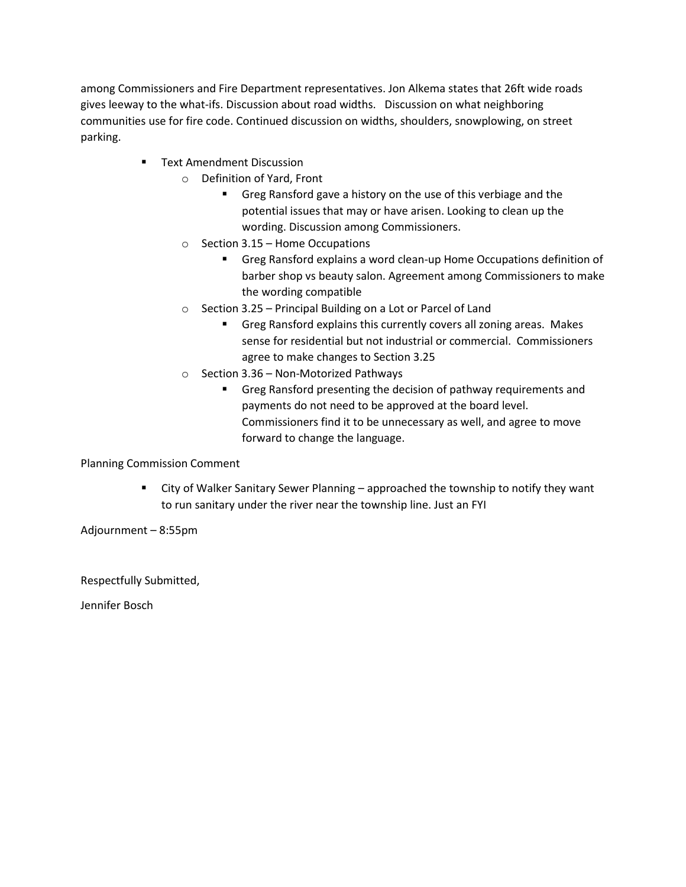among Commissioners and Fire Department representatives. Jon Alkema states that 26ft wide roads gives leeway to the what-ifs. Discussion about road widths. Discussion on what neighboring communities use for fire code. Continued discussion on widths, shoulders, snowplowing, on street parking.

- Text Amendment Discussion
  - Definition of Yard, Front
    - Greg Ransford gave a history on the use of this verbiage and the potential issues that may or have arisen. Looking to clean up the wording. Discussion among Commissioners.
  - Section 3.15 – Home Occupations
    - Greg Ransford explains a word clean-up Home Occupations definition of barber shop vs beauty salon. Agreement among Commissioners to make the wording compatible
  - Section 3.25 – Principal Building on a Lot or Parcel of Land
    - Greg Ransford explains this currently covers all zoning areas. Makes sense for residential but not industrial or commercial. Commissioners agree to make changes to Section 3.25
  - Section 3.36 – Non-Motorized Pathways
    - Greg Ransford presenting the decision of pathway requirements and payments do not need to be approved at the board level. Commissioners find it to be unnecessary as well, and agree to move forward to change the language.

Planning Commission Comment

- City of Walker Sanitary Sewer Planning – approached the township to notify they want to run sanitary under the river near the township line. Just an FYI

Adjournment – 8:55pm

Respectfully Submitted,

Jennifer Bosch